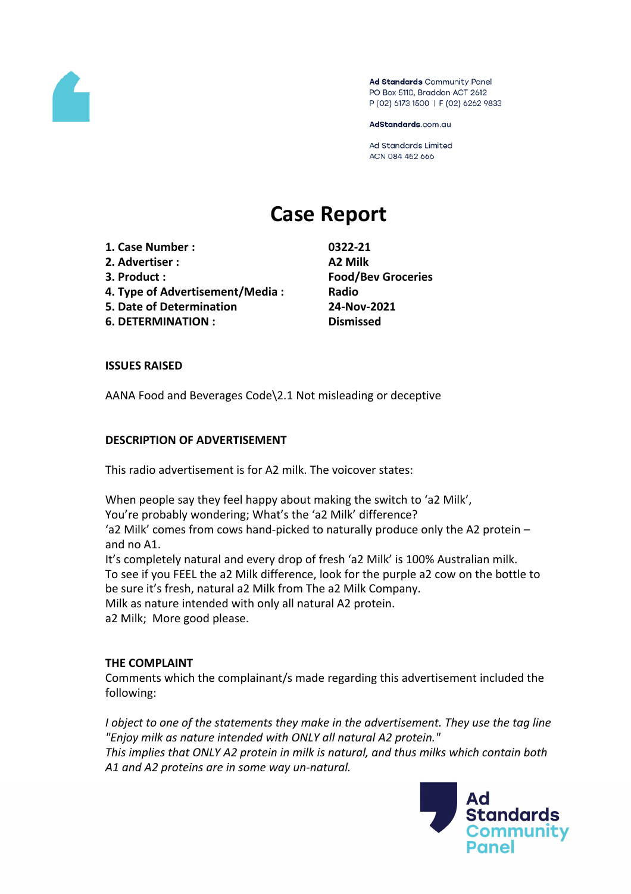Ad Standards Community Panel
PO Box 5110, Braddon ACT 2612
P (02) 6173 1500 | F (02) 6262 9833

AdStandards.com.au

Ad Standards Limited
ACN 084 452 666

# Case Report

| | |
|---|---|
| **1. Case Number :** | **0322-21** |
| **2. Advertiser :** | **A2 Milk** |
| **3. Product :** | **Food/Bev Groceries** |
| **4. Type of Advertisement/Media :** | **Radio** |
| **5. Date of Determination** | **24-Nov-2021** |
| **6. DETERMINATION :** | **Dismissed** |

**ISSUES RAISED**

AANA Food and Beverages Code\2.1 Not misleading or deceptive

**DESCRIPTION OF ADVERTISEMENT**

This radio advertisement is for A2 milk. The voicover states:

When people say they feel happy about making the switch to 'a2 Milk',
You're probably wondering; What's the 'a2 Milk' difference?
'a2 Milk' comes from cows hand-picked to naturally produce only the A2 protein – and no A1.
It's completely natural and every drop of fresh 'a2 Milk' is 100% Australian milk.
To see if you FEEL the a2 Milk difference, look for the purple a2 cow on the bottle to be sure it's fresh, natural a2 Milk from The a2 Milk Company.
Milk as nature intended with only all natural A2 protein.
a2 Milk; More good please.

**THE COMPLAINT**

Comments which the complainant/s made regarding this advertisement included the following:

*I object to one of the statements they make in the advertisement. They use the tag line "Enjoy milk as nature intended with ONLY all natural A2 protein."*
*This implies that ONLY A2 protein in milk is natural, and thus milks which contain both A1 and A2 proteins are in some way un-natural.*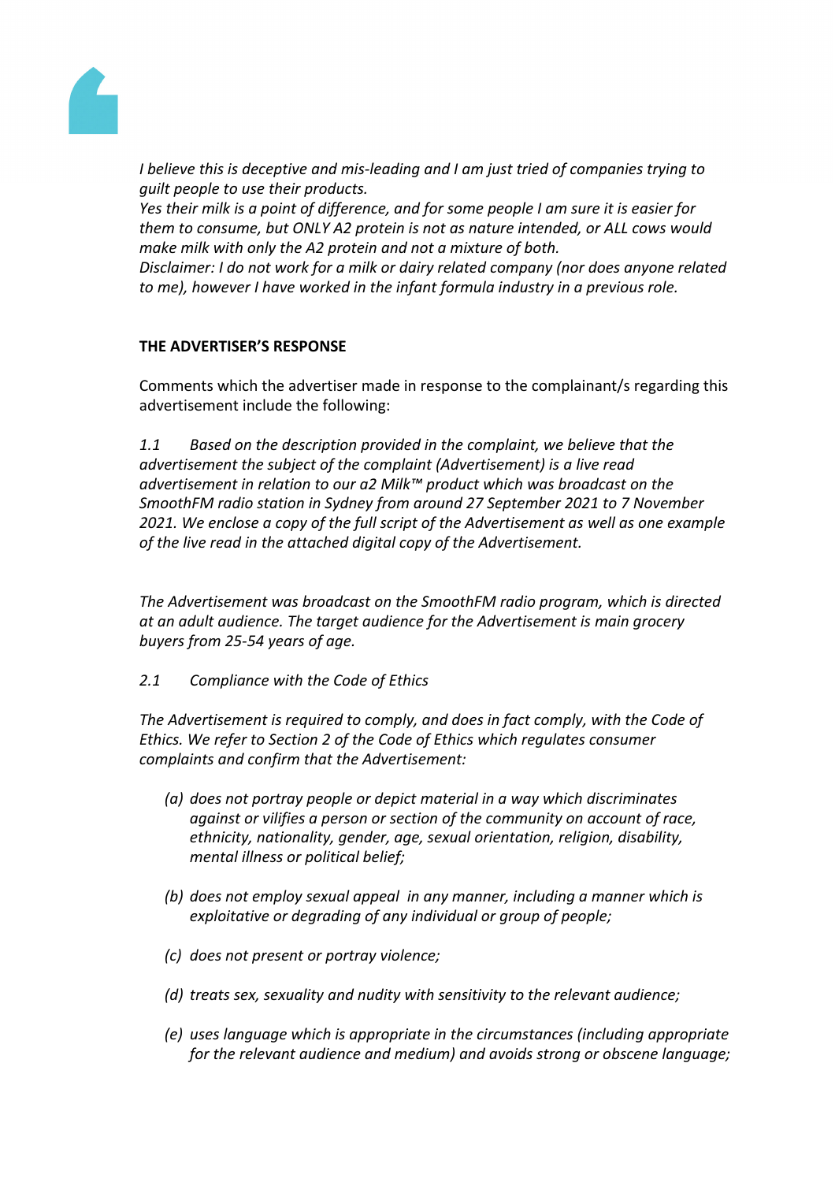*I believe this is deceptive and mis-leading and I am just tried of companies trying to guilt people to use their products.*
*Yes their milk is a point of difference, and for some people I am sure it is easier for them to consume, but ONLY A2 protein is not as nature intended, or ALL cows would make milk with only the A2 protein and not a mixture of both.*
*Disclaimer: I do not work for a milk or dairy related company (nor does anyone related to me), however I have worked in the infant formula industry in a previous role.*

**THE ADVERTISER'S RESPONSE**

Comments which the advertiser made in response to the complainant/s regarding this advertisement include the following:

*1.1 Based on the description provided in the complaint, we believe that the advertisement the subject of the complaint (Advertisement) is a live read advertisement in relation to our a2 Milk™ product which was broadcast on the SmoothFM radio station in Sydney from around 27 September 2021 to 7 November 2021. We enclose a copy of the full script of the Advertisement as well as one example of the live read in the attached digital copy of the Advertisement.*

*The Advertisement was broadcast on the SmoothFM radio program, which is directed at an adult audience. The target audience for the Advertisement is main grocery buyers from 25-54 years of age.*

*2.1 Compliance with the Code of Ethics*

*The Advertisement is required to comply, and does in fact comply, with the Code of Ethics. We refer to Section 2 of the Code of Ethics which regulates consumer complaints and confirm that the Advertisement:*

- *(a) does not portray people or depict material in a way which discriminates against or vilifies a person or section of the community on account of race, ethnicity, nationality, gender, age, sexual orientation, religion, disability, mental illness or political belief;*
- *(b) does not employ sexual appeal in any manner, including a manner which is exploitative or degrading of any individual or group of people;*
- *(c) does not present or portray violence;*
- *(d) treats sex, sexuality and nudity with sensitivity to the relevant audience;*
- *(e) uses language which is appropriate in the circumstances (including appropriate for the relevant audience and medium) and avoids strong or obscene language;*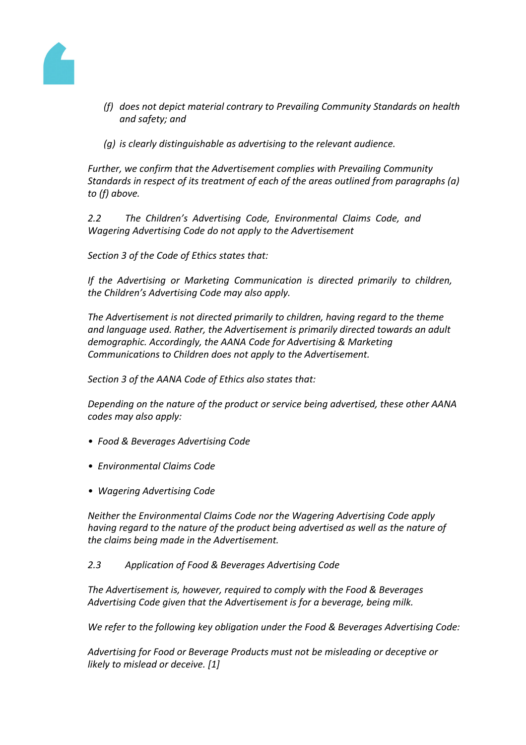*(f) does not depict material contrary to Prevailing Community Standards on health and safety; and*

*(g) is clearly distinguishable as advertising to the relevant audience.*

*Further, we confirm that the Advertisement complies with Prevailing Community Standards in respect of its treatment of each of the areas outlined from paragraphs (a) to (f) above.*

*2.2 The Children's Advertising Code, Environmental Claims Code, and Wagering Advertising Code do not apply to the Advertisement*

*Section 3 of the Code of Ethics states that:*

*If the Advertising or Marketing Communication is directed primarily to children, the Children's Advertising Code may also apply.*

*The Advertisement is not directed primarily to children, having regard to the theme and language used. Rather, the Advertisement is primarily directed towards an adult demographic. Accordingly, the AANA Code for Advertising & Marketing Communications to Children does not apply to the Advertisement.*

*Section 3 of the AANA Code of Ethics also states that:*

*Depending on the nature of the product or service being advertised, these other AANA codes may also apply:*

- *Food & Beverages Advertising Code*
- *Environmental Claims Code*
- *Wagering Advertising Code*

*Neither the Environmental Claims Code nor the Wagering Advertising Code apply having regard to the nature of the product being advertised as well as the nature of the claims being made in the Advertisement.*

*2.3 Application of Food & Beverages Advertising Code*

*The Advertisement is, however, required to comply with the Food & Beverages Advertising Code given that the Advertisement is for a beverage, being milk.*

*We refer to the following key obligation under the Food & Beverages Advertising Code:*

*Advertising for Food or Beverage Products must not be misleading or deceptive or likely to mislead or deceive. [1]*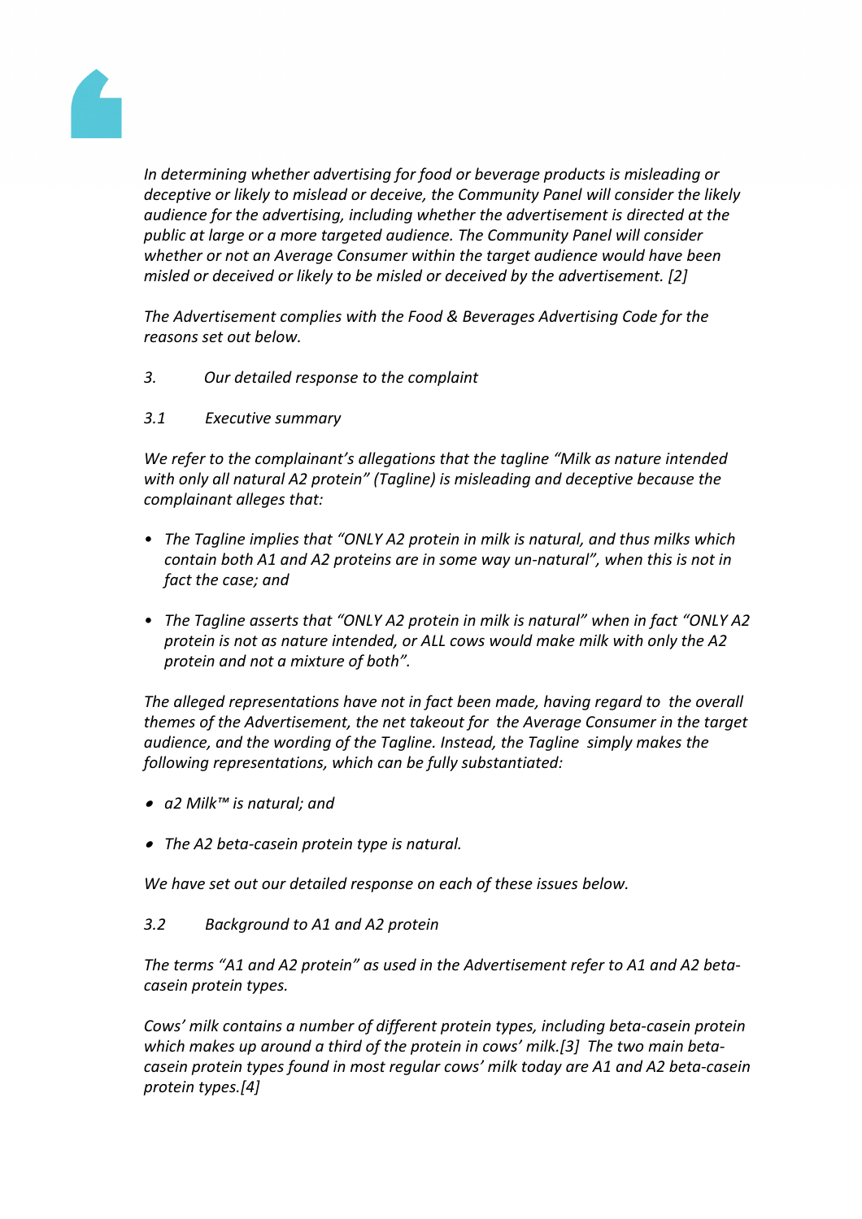*In determining whether advertising for food or beverage products is misleading or deceptive or likely to mislead or deceive, the Community Panel will consider the likely audience for the advertising, including whether the advertisement is directed at the public at large or a more targeted audience. The Community Panel will consider whether or not an Average Consumer within the target audience would have been misled or deceived or likely to be misled or deceived by the advertisement. [2]*

*The Advertisement complies with the Food & Beverages Advertising Code for the reasons set out below.*

*3. Our detailed response to the complaint*

*3.1 Executive summary*

*We refer to the complainant's allegations that the tagline "Milk as nature intended with only all natural A2 protein" (Tagline) is misleading and deceptive because the complainant alleges that:*

- *The Tagline implies that "ONLY A2 protein in milk is natural, and thus milks which contain both A1 and A2 proteins are in some way un-natural", when this is not in fact the case; and*
- *The Tagline asserts that "ONLY A2 protein in milk is natural" when in fact "ONLY A2 protein is not as nature intended, or ALL cows would make milk with only the A2 protein and not a mixture of both".*

*The alleged representations have not in fact been made, having regard to the overall themes of the Advertisement, the net takeout for the Average Consumer in the target audience, and the wording of the Tagline. Instead, the Tagline simply makes the following representations, which can be fully substantiated:*

- *a2 Milk™ is natural; and*
- *The A2 beta-casein protein type is natural.*

*We have set out our detailed response on each of these issues below.*

*3.2 Background to A1 and A2 protein*

*The terms "A1 and A2 protein" as used in the Advertisement refer to A1 and A2 beta-casein protein types.*

*Cows' milk contains a number of different protein types, including beta-casein protein which makes up around a third of the protein in cows' milk.[3] The two main beta-casein protein types found in most regular cows' milk today are A1 and A2 beta-casein protein types.[4]*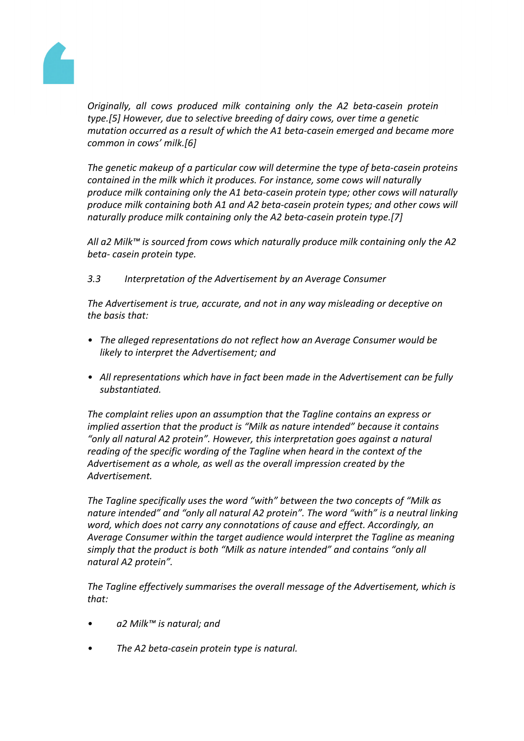*Originally, all cows produced milk containing only the A2 beta-casein protein type.[5] However, due to selective breeding of dairy cows, over time a genetic mutation occurred as a result of which the A1 beta-casein emerged and became more common in cows' milk.[6]*

*The genetic makeup of a particular cow will determine the type of beta-casein proteins contained in the milk which it produces. For instance, some cows will naturally produce milk containing only the A1 beta-casein protein type; other cows will naturally produce milk containing both A1 and A2 beta-casein protein types; and other cows will naturally produce milk containing only the A2 beta-casein protein type.[7]*

*All a2 Milk™ is sourced from cows which naturally produce milk containing only the A2 beta- casein protein type.*

*3.3 Interpretation of the Advertisement by an Average Consumer*

*The Advertisement is true, accurate, and not in any way misleading or deceptive on the basis that:*

- *The alleged representations do not reflect how an Average Consumer would be likely to interpret the Advertisement; and*
- *All representations which have in fact been made in the Advertisement can be fully substantiated.*

*The complaint relies upon an assumption that the Tagline contains an express or implied assertion that the product is "Milk as nature intended" because it contains "only all natural A2 protein". However, this interpretation goes against a natural reading of the specific wording of the Tagline when heard in the context of the Advertisement as a whole, as well as the overall impression created by the Advertisement.*

*The Tagline specifically uses the word "with" between the two concepts of "Milk as nature intended" and "only all natural A2 protein". The word "with" is a neutral linking word, which does not carry any connotations of cause and effect. Accordingly, an Average Consumer within the target audience would interpret the Tagline as meaning simply that the product is both "Milk as nature intended" and contains "only all natural A2 protein".*

*The Tagline effectively summarises the overall message of the Advertisement, which is that:*

- *a2 Milk™ is natural; and*
- *The A2 beta-casein protein type is natural.*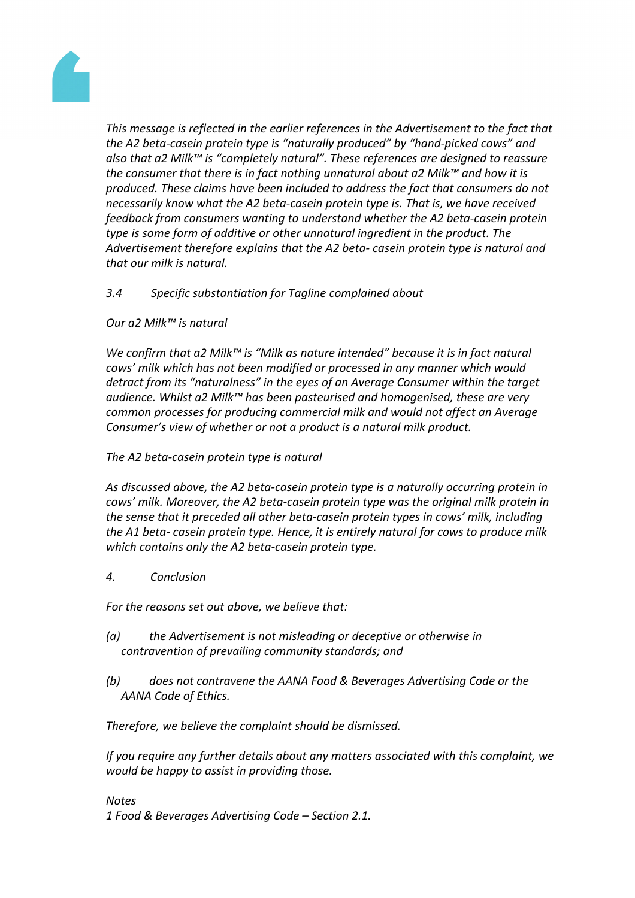*This message is reflected in the earlier references in the Advertisement to the fact that the A2 beta-casein protein type is "naturally produced" by "hand-picked cows" and also that a2 Milk™ is "completely natural". These references are designed to reassure the consumer that there is in fact nothing unnatural about a2 Milk™ and how it is produced. These claims have been included to address the fact that consumers do not necessarily know what the A2 beta-casein protein type is. That is, we have received feedback from consumers wanting to understand whether the A2 beta-casein protein type is some form of additive or other unnatural ingredient in the product. The Advertisement therefore explains that the A2 beta- casein protein type is natural and that our milk is natural.*

*3.4 Specific substantiation for Tagline complained about*

*Our a2 Milk™ is natural*

*We confirm that a2 Milk™ is "Milk as nature intended" because it is in fact natural cows' milk which has not been modified or processed in any manner which would detract from its "naturalness" in the eyes of an Average Consumer within the target audience. Whilst a2 Milk™ has been pasteurised and homogenised, these are very common processes for producing commercial milk and would not affect an Average Consumer's view of whether or not a product is a natural milk product.*

*The A2 beta-casein protein type is natural*

*As discussed above, the A2 beta-casein protein type is a naturally occurring protein in cows' milk. Moreover, the A2 beta-casein protein type was the original milk protein in the sense that it preceded all other beta-casein protein types in cows' milk, including the A1 beta- casein protein type. Hence, it is entirely natural for cows to produce milk which contains only the A2 beta-casein protein type.*

*4. Conclusion*

*For the reasons set out above, we believe that:*

*(a) the Advertisement is not misleading or deceptive or otherwise in contravention of prevailing community standards; and*

*(b) does not contravene the AANA Food & Beverages Advertising Code or the AANA Code of Ethics.*

*Therefore, we believe the complaint should be dismissed.*

*If you require any further details about any matters associated with this complaint, we would be happy to assist in providing those.*

*Notes*
*1 Food & Beverages Advertising Code – Section 2.1.*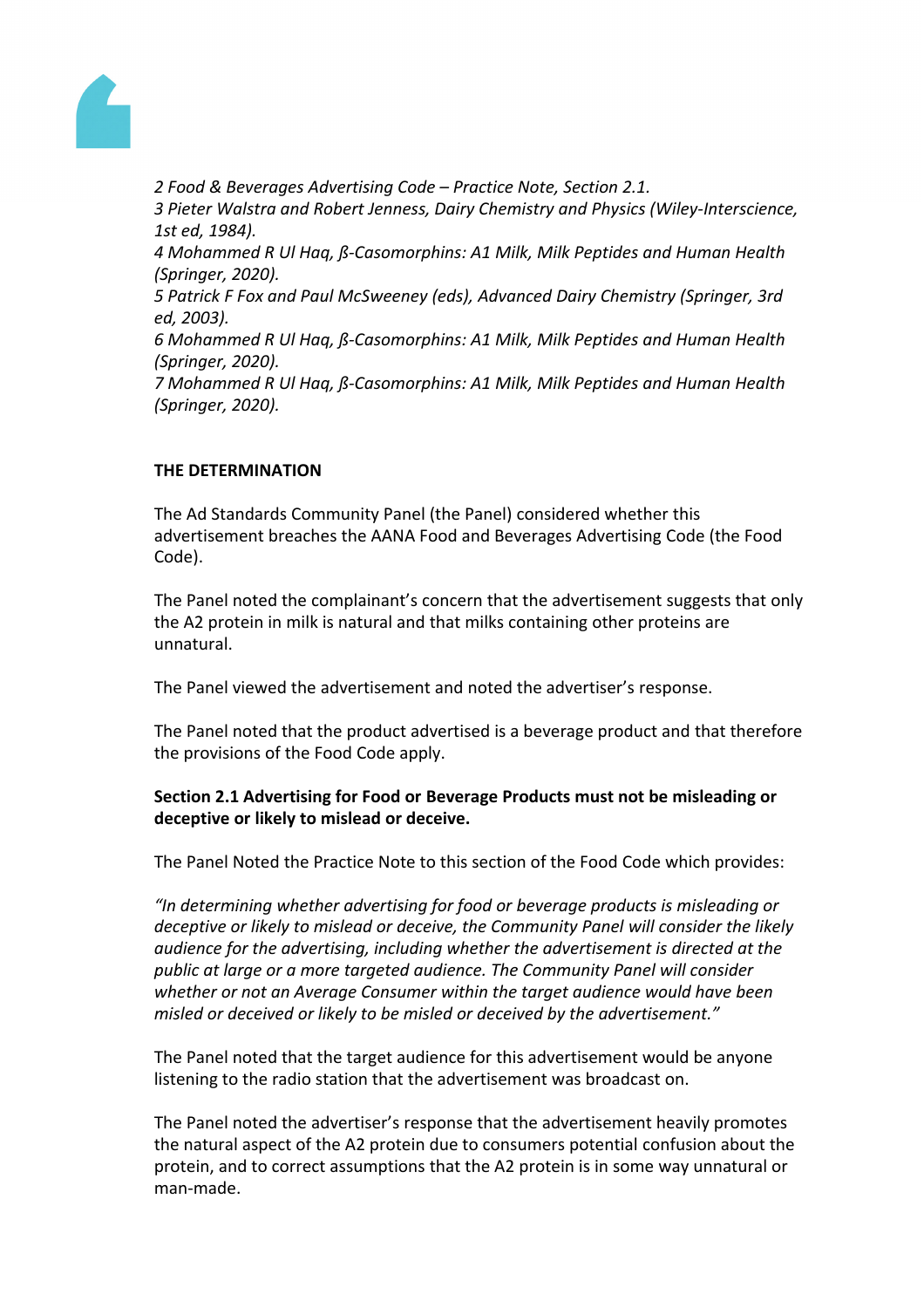*2 Food & Beverages Advertising Code – Practice Note, Section 2.1.*
*3 Pieter Walstra and Robert Jenness, Dairy Chemistry and Physics (Wiley-Interscience, 1st ed, 1984).*
*4 Mohammed R Ul Haq, ß-Casomorphins: A1 Milk, Milk Peptides and Human Health (Springer, 2020).*
*5 Patrick F Fox and Paul McSweeney (eds), Advanced Dairy Chemistry (Springer, 3rd ed, 2003).*
*6 Mohammed R Ul Haq, ß-Casomorphins: A1 Milk, Milk Peptides and Human Health (Springer, 2020).*
*7 Mohammed R Ul Haq, ß-Casomorphins: A1 Milk, Milk Peptides and Human Health (Springer, 2020).*

**THE DETERMINATION**

The Ad Standards Community Panel (the Panel) considered whether this advertisement breaches the AANA Food and Beverages Advertising Code (the Food Code).

The Panel noted the complainant's concern that the advertisement suggests that only the A2 protein in milk is natural and that milks containing other proteins are unnatural.

The Panel viewed the advertisement and noted the advertiser's response.

The Panel noted that the product advertised is a beverage product and that therefore the provisions of the Food Code apply.

**Section 2.1 Advertising for Food or Beverage Products must not be misleading or deceptive or likely to mislead or deceive.**

The Panel Noted the Practice Note to this section of the Food Code which provides:

*"In determining whether advertising for food or beverage products is misleading or deceptive or likely to mislead or deceive, the Community Panel will consider the likely audience for the advertising, including whether the advertisement is directed at the public at large or a more targeted audience. The Community Panel will consider whether or not an Average Consumer within the target audience would have been misled or deceived or likely to be misled or deceived by the advertisement."*

The Panel noted that the target audience for this advertisement would be anyone listening to the radio station that the advertisement was broadcast on.

The Panel noted the advertiser's response that the advertisement heavily promotes the natural aspect of the A2 protein due to consumers potential confusion about the protein, and to correct assumptions that the A2 protein is in some way unnatural or man-made.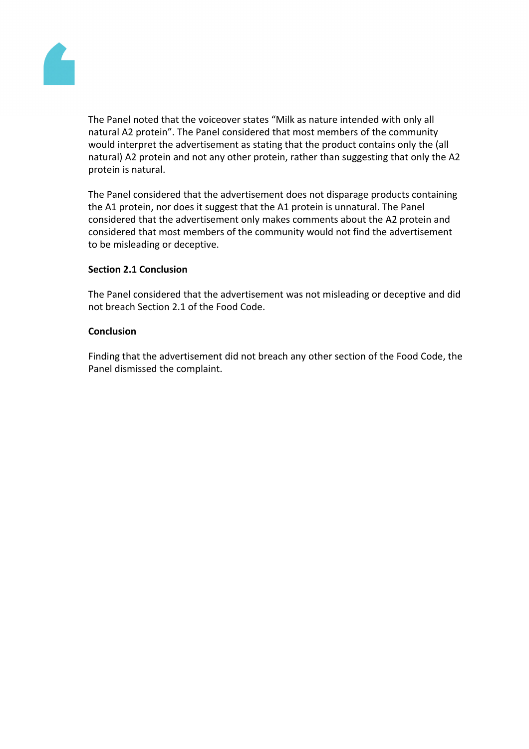The Panel noted that the voiceover states “Milk as nature intended with only all natural A2 protein”. The Panel considered that most members of the community would interpret the advertisement as stating that the product contains only the (all natural) A2 protein and not any other protein, rather than suggesting that only the A2 protein is natural.

The Panel considered that the advertisement does not disparage products containing the A1 protein, nor does it suggest that the A1 protein is unnatural. The Panel considered that the advertisement only makes comments about the A2 protein and considered that most members of the community would not find the advertisement to be misleading or deceptive.

**Section 2.1 Conclusion**

The Panel considered that the advertisement was not misleading or deceptive and did not breach Section 2.1 of the Food Code.

**Conclusion**

Finding that the advertisement did not breach any other section of the Food Code, the Panel dismissed the complaint.